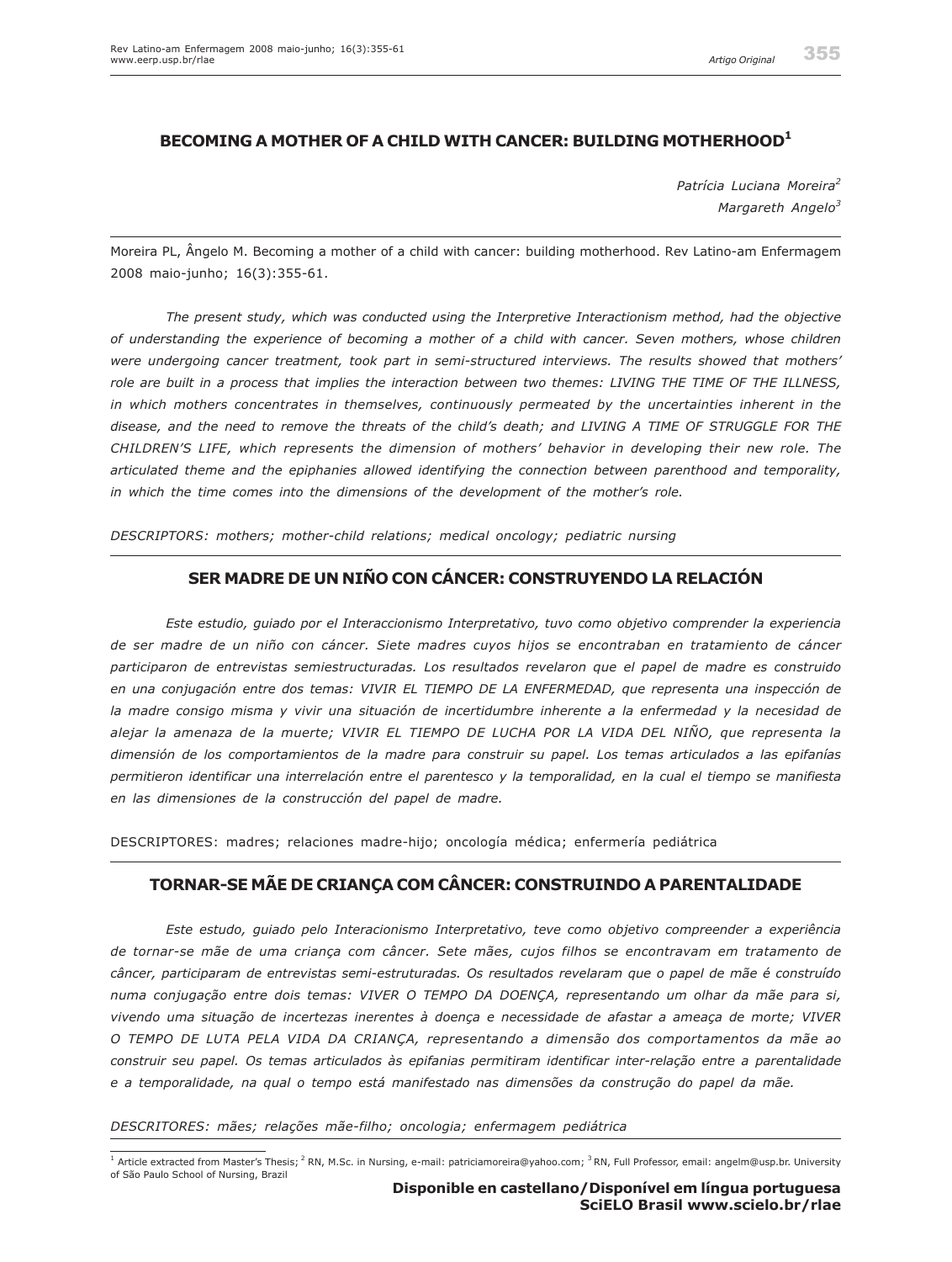# BECOMING A MOTHER OF A CHILD WITH CANCER: BUILDING MOTHERHOOD[1]

*Patrícia Luciana Moreira[2]*
*Margareth Angelo[3]*

Moreira PL, Ângelo M. Becoming a mother of a child with cancer: building motherhood. Rev Latino-am Enfermagem 2008 maio-junho; 16(3):355-61.

*The present study, which was conducted using the Interpretive Interactionism method, had the objective of understanding the experience of becoming a mother of a child with cancer. Seven mothers, whose children were undergoing cancer treatment, took part in semi-structured interviews. The results showed that mothers' role are built in a process that implies the interaction between two themes: LIVING THE TIME OF THE ILLNESS, in which mothers concentrates in themselves, continuously permeated by the uncertainties inherent in the disease, and the need to remove the threats of the child's death; and LIVING A TIME OF STRUGGLE FOR THE CHILDREN'S LIFE, which represents the dimension of mothers' behavior in developing their new role. The articulated theme and the epiphanies allowed identifying the connection between parenthood and temporality, in which the time comes into the dimensions of the development of the mother's role.*

*DESCRIPTORS: mothers; mother-child relations; medical oncology; pediatric nursing*

## SER MADRE DE UN NIÑO CON CÁNCER: CONSTRUYENDO LA RELACIÓN

*Este estudio, guiado por el Interaccionismo Interpretativo, tuvo como objetivo comprender la experiencia de ser madre de un niño con cáncer. Siete madres cuyos hijos se encontraban en tratamiento de cáncer participaron de entrevistas semiestructuradas. Los resultados revelaron que el papel de madre es construido en una conjugación entre dos temas: VIVIR EL TIEMPO DE LA ENFERMEDAD, que representa una inspección de la madre consigo misma y vivir una situación de incertidumbre inherente a la enfermedad y la necesidad de alejar la amenaza de la muerte; VIVIR EL TIEMPO DE LUCHA POR LA VIDA DEL NIÑO, que representa la dimensión de los comportamientos de la madre para construir su papel. Los temas articulados a las epifanías permitieron identificar una interrelación entre el parentesco y la temporalidad, en la cual el tiempo se manifiesta en las dimensiones de la construcción del papel de madre.*

DESCRIPTORES: madres; relaciones madre-hijo; oncología médica; enfermería pediátrica

## TORNAR-SE MÃE DE CRIANÇA COM CÂNCER: CONSTRUINDO A PARENTALIDADE

*Este estudo, guiado pelo Interacionismo Interpretativo, teve como objetivo compreender a experiência de tornar-se mãe de uma criança com câncer. Sete mães, cujos filhos se encontravam em tratamento de câncer, participaram de entrevistas semi-estruturadas. Os resultados revelaram que o papel de mãe é construído numa conjugação entre dois temas: VIVER O TEMPO DA DOENÇA, representando um olhar da mãe para si, vivendo uma situação de incertezas inerentes à doença e necessidade de afastar a ameaça de morte; VIVER O TEMPO DE LUTA PELA VIDA DA CRIANÇA, representando a dimensão dos comportamentos da mãe ao construir seu papel. Os temas articulados às epifanias permitiram identificar inter-relação entre a parentalidade e a temporalidade, na qual o tempo está manifestado nas dimensões da construção do papel da mãe.*

*DESCRITORES: mães; relações mãe-filho; oncologia; enfermagem pediátrica*

---

[1] Article extracted from Master's Thesis; [2] RN, M.Sc. in Nursing, e-mail: patriciamoreira@yahoo.com; [3] RN, Full Professor, email: angelm@usp.br. University of São Paulo School of Nursing, Brazil

**Disponible en castellano/Disponível em língua portuguesa**
**SciELO Brasil www.scielo.br/rlae**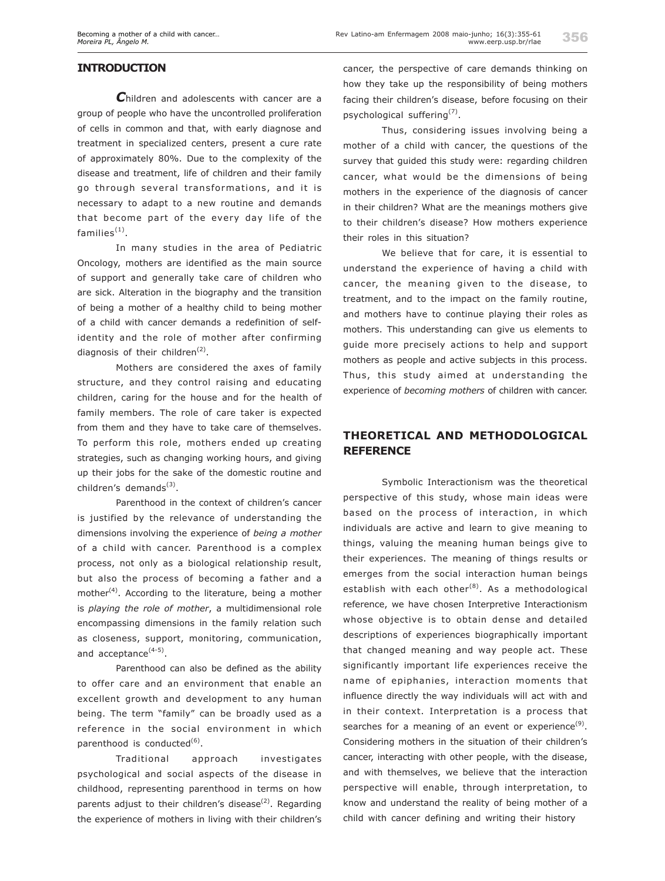## INTRODUCTION

Children and adolescents with cancer are a group of people who have the uncontrolled proliferation of cells in common and that, with early diagnose and treatment in specialized centers, present a cure rate of approximately 80%. Due to the complexity of the disease and treatment, life of children and their family go through several transformations, and it is necessary to adapt to a new routine and demands that become part of the every day life of the families[1].

In many studies in the area of Pediatric Oncology, mothers are identified as the main source of support and generally take care of children who are sick. Alteration in the biography and the transition of being a mother of a healthy child to being mother of a child with cancer demands a redefinition of self-identity and the role of mother after confirming diagnosis of their children[2].

Mothers are considered the axes of family structure, and they control raising and educating children, caring for the house and for the health of family members. The role of care taker is expected from them and they have to take care of themselves. To perform this role, mothers ended up creating strategies, such as changing working hours, and giving up their jobs for the sake of the domestic routine and children's demands[3].

Parenthood in the context of children's cancer is justified by the relevance of understanding the dimensions involving the experience of *being a mother* of a child with cancer. Parenthood is a complex process, not only as a biological relationship result, but also the process of becoming a father and a mother[4]. According to the literature, being a mother is *playing the role of mother*, a multidimensional role encompassing dimensions in the family relation such as closeness, support, monitoring, communication, and acceptance[4-5].

Parenthood can also be defined as the ability to offer care and an environment that enable an excellent growth and development to any human being. The term "family" can be broadly used as a reference in the social environment in which parenthood is conducted[6].

Traditional approach investigates psychological and social aspects of the disease in childhood, representing parenthood in terms on how parents adjust to their children's disease[2]. Regarding the experience of mothers in living with their children's cancer, the perspective of care demands thinking on how they take up the responsibility of being mothers facing their children's disease, before focusing on their psychological suffering[7].

Thus, considering issues involving being a mother of a child with cancer, the questions of the survey that guided this study were: regarding children cancer, what would be the dimensions of being mothers in the experience of the diagnosis of cancer in their children? What are the meanings mothers give to their children's disease? How mothers experience their roles in this situation?

We believe that for care, it is essential to understand the experience of having a child with cancer, the meaning given to the disease, to treatment, and to the impact on the family routine, and mothers have to continue playing their roles as mothers. This understanding can give us elements to guide more precisely actions to help and support mothers as people and active subjects in this process. Thus, this study aimed at understanding the experience of *becoming mothers* of children with cancer.

## THEORETICAL AND METHODOLOGICAL REFERENCE

Symbolic Interactionism was the theoretical perspective of this study, whose main ideas were based on the process of interaction, in which individuals are active and learn to give meaning to things, valuing the meaning human beings give to their experiences. The meaning of things results or emerges from the social interaction human beings establish with each other[8]. As a methodological reference, we have chosen Interpretive Interactionism whose objective is to obtain dense and detailed descriptions of experiences biographically important that changed meaning and way people act. These significantly important life experiences receive the name of epiphanies, interaction moments that influence directly the way individuals will act with and in their context. Interpretation is a process that searches for a meaning of an event or experience[9]. Considering mothers in the situation of their children's cancer, interacting with other people, with the disease, and with themselves, we believe that the interaction perspective will enable, through interpretation, to know and understand the reality of being mother of a child with cancer defining and writing their history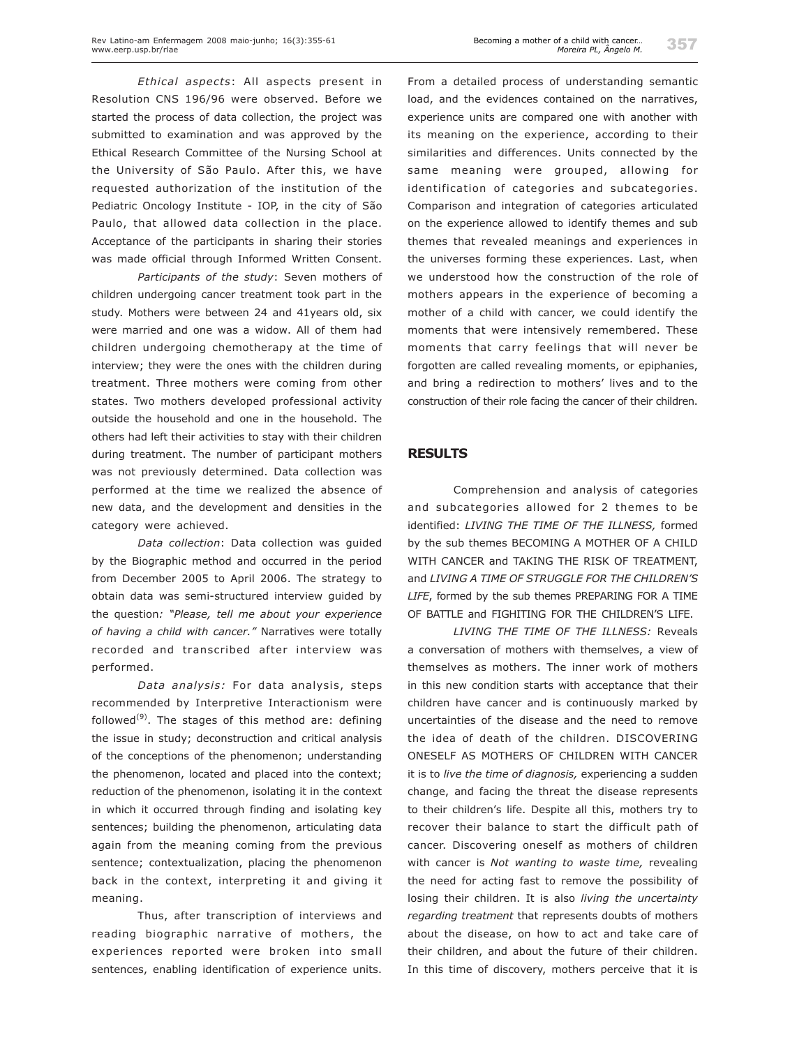*Ethical aspects*: All aspects present in Resolution CNS 196/96 were observed. Before we started the process of data collection, the project was submitted to examination and was approved by the Ethical Research Committee of the Nursing School at the University of São Paulo. After this, we have requested authorization of the institution of the Pediatric Oncology Institute - IOP, in the city of São Paulo, that allowed data collection in the place. Acceptance of the participants in sharing their stories was made official through Informed Written Consent.

*Participants of the study*: Seven mothers of children undergoing cancer treatment took part in the study. Mothers were between 24 and 41years old, six were married and one was a widow. All of them had children undergoing chemotherapy at the time of interview; they were the ones with the children during treatment. Three mothers were coming from other states. Two mothers developed professional activity outside the household and one in the household. The others had left their activities to stay with their children during treatment. The number of participant mothers was not previously determined. Data collection was performed at the time we realized the absence of new data, and the development and densities in the category were achieved.

*Data collection*: Data collection was guided by the Biographic method and occurred in the period from December 2005 to April 2006. The strategy to obtain data was semi-structured interview guided by the question*: "Please, tell me about your experience of having a child with cancer."* Narratives were totally recorded and transcribed after interview was performed.

*Data analysis:* For data analysis, steps recommended by Interpretive Interactionism were followed[9]. The stages of this method are: defining the issue in study; deconstruction and critical analysis of the conceptions of the phenomenon; understanding the phenomenon, located and placed into the context; reduction of the phenomenon, isolating it in the context in which it occurred through finding and isolating key sentences; building the phenomenon, articulating data again from the meaning coming from the previous sentence; contextualization, placing the phenomenon back in the context, interpreting it and giving it meaning.

Thus, after transcription of interviews and reading biographic narrative of mothers, the experiences reported were broken into small sentences, enabling identification of experience units. From a detailed process of understanding semantic load, and the evidences contained on the narratives, experience units are compared one with another with its meaning on the experience, according to their similarities and differences. Units connected by the same meaning were grouped, allowing for identification of categories and subcategories. Comparison and integration of categories articulated on the experience allowed to identify themes and sub themes that revealed meanings and experiences in the universes forming these experiences. Last, when we understood how the construction of the role of mothers appears in the experience of becoming a mother of a child with cancer, we could identify the moments that were intensively remembered. These moments that carry feelings that will never be forgotten are called revealing moments, or epiphanies, and bring a redirection to mothers' lives and to the construction of their role facing the cancer of their children.

## RESULTS

Comprehension and analysis of categories and subcategories allowed for 2 themes to be identified: *LIVING THE TIME OF THE ILLNESS,* formed by the sub themes BECOMING A MOTHER OF A CHILD WITH CANCER and TAKING THE RISK OF TREATMENT, and *LIVING A TIME OF STRUGGLE FOR THE CHILDREN'S LIFE*, formed by the sub themes PREPARING FOR A TIME OF BATTLE and FIGHITING FOR THE CHILDREN'S LIFE.

*LIVING THE TIME OF THE ILLNESS:* Reveals a conversation of mothers with themselves, a view of themselves as mothers. The inner work of mothers in this new condition starts with acceptance that their children have cancer and is continuously marked by uncertainties of the disease and the need to remove the idea of death of the children. DISCOVERING ONESELF AS MOTHERS OF CHILDREN WITH CANCER it is to *live the time of diagnosis,* experiencing a sudden change, and facing the threat the disease represents to their children's life. Despite all this, mothers try to recover their balance to start the difficult path of cancer. Discovering oneself as mothers of children with cancer is *Not wanting to waste time,* revealing the need for acting fast to remove the possibility of losing their children. It is also *living the uncertainty regarding treatment* that represents doubts of mothers about the disease, on how to act and take care of their children, and about the future of their children. In this time of discovery, mothers perceive that it is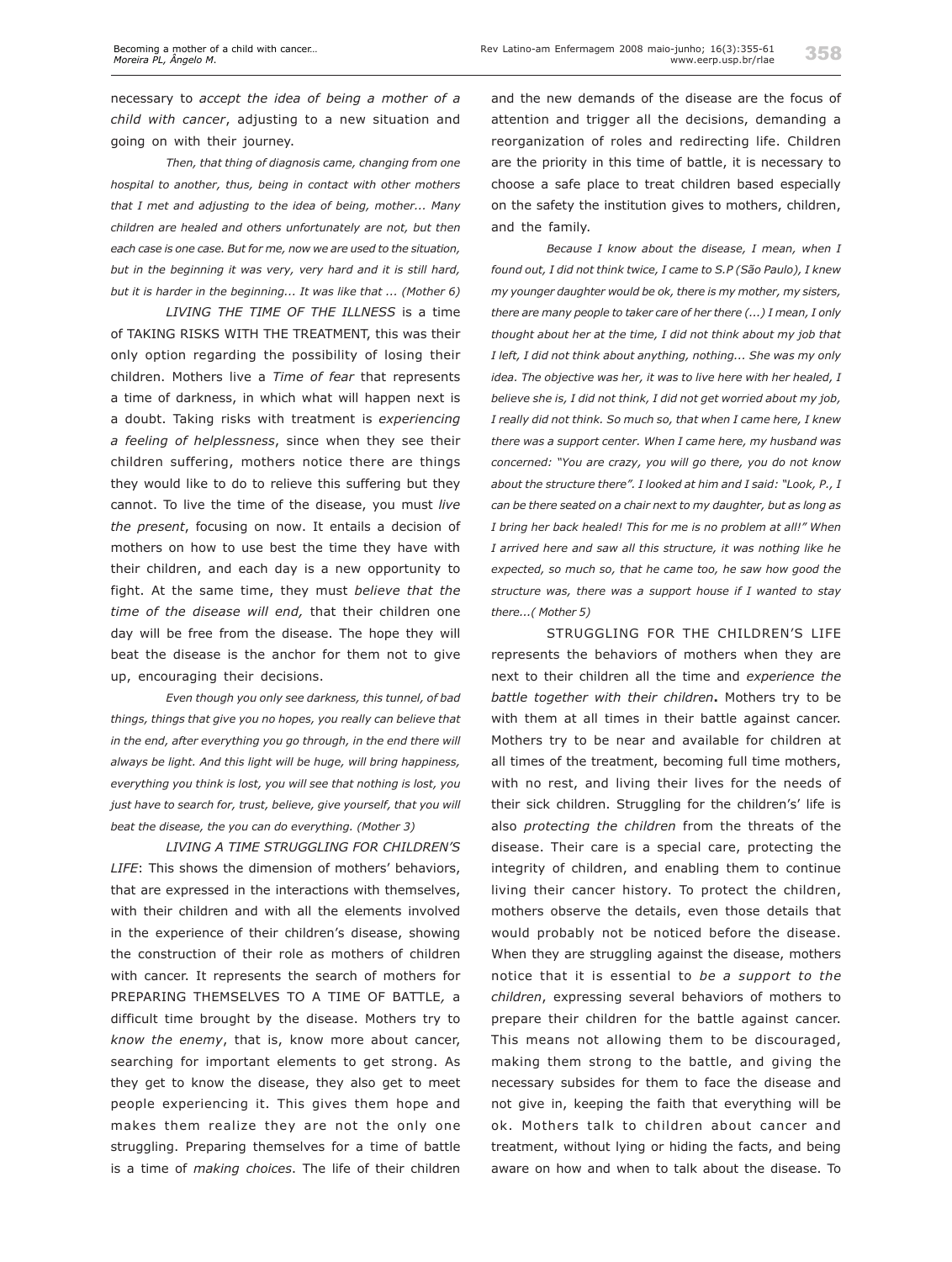necessary to *accept the idea of being a mother of a child with cancer*, adjusting to a new situation and going on with their journey.

*Then, that thing of diagnosis came, changing from one hospital to another, thus, being in contact with other mothers that I met and adjusting to the idea of being, mother... Many children are healed and others unfortunately are not, but then each case is one case. But for me, now we are used to the situation, but in the beginning it was very, very hard and it is still hard, but it is harder in the beginning... It was like that ... (Mother 6)*

*LIVING THE TIME OF THE ILLNESS* is a time of TAKING RISKS WITH THE TREATMENT, this was their only option regarding the possibility of losing their children. Mothers live a *Time of fear* that represents a time of darkness, in which what will happen next is a doubt. Taking risks with treatment is *experiencing a feeling of helplessness*, since when they see their children suffering, mothers notice there are things they would like to do to relieve this suffering but they cannot. To live the time of the disease, you must *live the present*, focusing on now. It entails a decision of mothers on how to use best the time they have with their children, and each day is a new opportunity to fight. At the same time, they must *believe that the time of the disease will end,* that their children one day will be free from the disease. The hope they will beat the disease is the anchor for them not to give up, encouraging their decisions.

*Even though you only see darkness, this tunnel, of bad things, things that give you no hopes, you really can believe that in the end, after everything you go through, in the end there will always be light. And this light will be huge, will bring happiness, everything you think is lost, you will see that nothing is lost, you just have to search for, trust, believe, give yourself, that you will beat the disease, the you can do everything. (Mother 3)*

*LIVING A TIME STRUGGLING FOR CHILDREN'S LIFE*: This shows the dimension of mothers' behaviors, that are expressed in the interactions with themselves, with their children and with all the elements involved in the experience of their children's disease, showing the construction of their role as mothers of children with cancer. It represents the search of mothers for PREPARING THEMSELVES TO A TIME OF BATTLE*,* a difficult time brought by the disease. Mothers try to *know the enemy*, that is, know more about cancer, searching for important elements to get strong. As they get to know the disease, they also get to meet people experiencing it. This gives them hope and makes them realize they are not the only one struggling. Preparing themselves for a time of battle is a time of *making choices*. The life of their children and the new demands of the disease are the focus of attention and trigger all the decisions, demanding a reorganization of roles and redirecting life. Children are the priority in this time of battle, it is necessary to choose a safe place to treat children based especially on the safety the institution gives to mothers, children, and the family.

*Because I know about the disease, I mean, when I found out, I did not think twice, I came to S.P (São Paulo), I knew my younger daughter would be ok, there is my mother, my sisters, there are many people to taker care of her there (...) I mean, I only thought about her at the time, I did not think about my job that I left, I did not think about anything, nothing... She was my only idea. The objective was her, it was to live here with her healed, I believe she is, I did not think, I did not get worried about my job, I really did not think. So much so, that when I came here, I knew there was a support center. When I came here, my husband was concerned: "You are crazy, you will go there, you do not know about the structure there". I looked at him and I said: "Look, P., I can be there seated on a chair next to my daughter, but as long as I bring her back healed! This for me is no problem at all!" When I arrived here and saw all this structure, it was nothing like he expected, so much so, that he came too, he saw how good the structure was, there was a support house if I wanted to stay there...( Mother 5)*

STRUGGLING FOR THE CHILDREN'S LIFE represents the behaviors of mothers when they are next to their children all the time and *experience the battle together with their children***.** Mothers try to be with them at all times in their battle against cancer. Mothers try to be near and available for children at all times of the treatment, becoming full time mothers, with no rest, and living their lives for the needs of their sick children. Struggling for the children's' life is also *protecting the children* from the threats of the disease. Their care is a special care, protecting the integrity of children, and enabling them to continue living their cancer history. To protect the children, mothers observe the details, even those details that would probably not be noticed before the disease. When they are struggling against the disease, mothers notice that it is essential to *be a support to the children*, expressing several behaviors of mothers to prepare their children for the battle against cancer. This means not allowing them to be discouraged, making them strong to the battle, and giving the necessary subsides for them to face the disease and not give in, keeping the faith that everything will be ok. Mothers talk to children about cancer and treatment, without lying or hiding the facts, and being aware on how and when to talk about the disease. To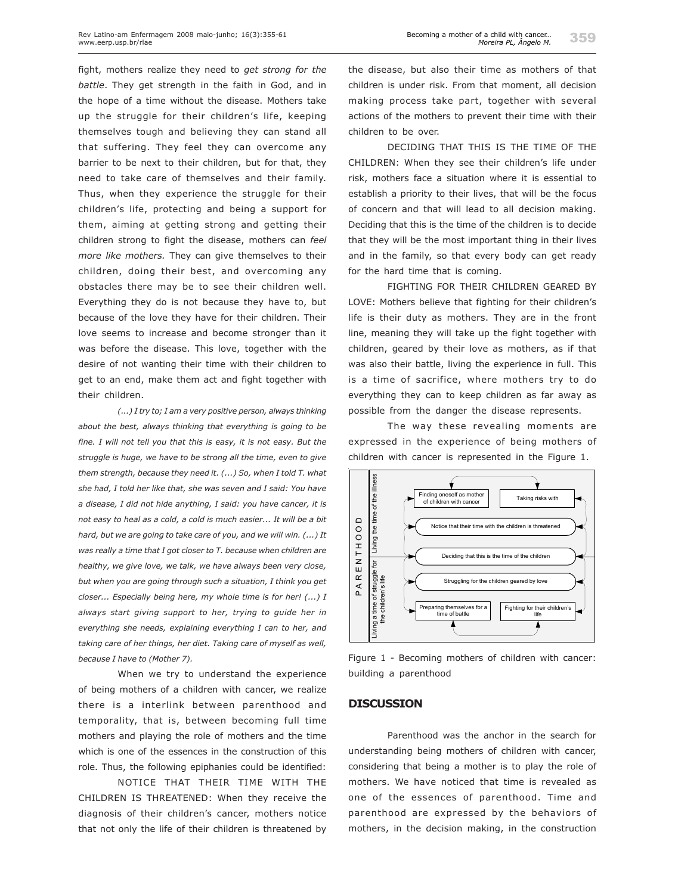fight, mothers realize they need to *get strong for the battle*. They get strength in the faith in God, and in the hope of a time without the disease. Mothers take up the struggle for their children's life, keeping themselves tough and believing they can stand all that suffering. They feel they can overcome any barrier to be next to their children, but for that, they need to take care of themselves and their family. Thus, when they experience the struggle for their children's life, protecting and being a support for them, aiming at getting strong and getting their children strong to fight the disease, mothers can *feel more like mothers.* They can give themselves to their children, doing their best, and overcoming any obstacles there may be to see their children well. Everything they do is not because they have to, but because of the love they have for their children. Their love seems to increase and become stronger than it was before the disease. This love, together with the desire of not wanting their time with their children to get to an end, make them act and fight together with their children.

*(...) I try to; I am a very positive person, always thinking about the best, always thinking that everything is going to be fine. I will not tell you that this is easy, it is not easy. But the struggle is huge, we have to be strong all the time, even to give them strength, because they need it. (...) So, when I told T. what she had, I told her like that, she was seven and I said: You have a disease, I did not hide anything, I said: you have cancer, it is not easy to heal as a cold, a cold is much easier... It will be a bit hard, but we are going to take care of you, and we will win. (...) It was really a time that I got closer to T. because when children are healthy, we give love, we talk, we have always been very close, but when you are going through such a situation, I think you get closer... Especially being here, my whole time is for her! (...) I always start giving support to her, trying to guide her in everything she needs, explaining everything I can to her, and taking care of her things, her diet. Taking care of myself as well, because I have to (Mother 7).*

When we try to understand the experience of being mothers of a children with cancer, we realize there is a interlink between parenthood and temporality, that is, between becoming full time mothers and playing the role of mothers and the time which is one of the essences in the construction of this role. Thus, the following epiphanies could be identified:

NOTICE THAT THEIR TIME WITH THE CHILDREN IS THREATENED: When they receive the diagnosis of their children's cancer, mothers notice that not only the life of their children is threatened by the disease, but also their time as mothers of that children is under risk. From that moment, all decision making process take part, together with several actions of the mothers to prevent their time with their children to be over.

DECIDING THAT THIS IS THE TIME OF THE CHILDREN: When they see their children's life under risk, mothers face a situation where it is essential to establish a priority to their lives, that will be the focus of concern and that will lead to all decision making. Deciding that this is the time of the children is to decide that they will be the most important thing in their lives and in the family, so that every body can get ready for the hard time that is coming.

FIGHTING FOR THEIR CHILDREN GEARED BY LOVE: Mothers believe that fighting for their children's life is their duty as mothers. They are in the front line, meaning they will take up the fight together with children, geared by their love as mothers, as if that was also their battle, living the experience in full. This is a time of sacrifice, where mothers try to do everything they can to keep children as far away as possible from the danger the disease represents.

The way these revealing moments are expressed in the experience of being mothers of children with cancer is represented in the Figure 1.

PARENTHOOD — Living the time of the illness: Finding oneself as mother of children with cancer; Taking risks with; Notice that their time with the children is threatened; Deciding that this is the time of the children. Living a time of struggle for the children's life: Struggling for the children geared by love; Preparing themselves for a time of battle; Fighting for their children's life.

Figure 1 - Becoming mothers of children with cancer: building a parenthood

## DISCUSSION

Parenthood was the anchor in the search for understanding being mothers of children with cancer, considering that being a mother is to play the role of mothers. We have noticed that time is revealed as one of the essences of parenthood. Time and parenthood are expressed by the behaviors of mothers, in the decision making, in the construction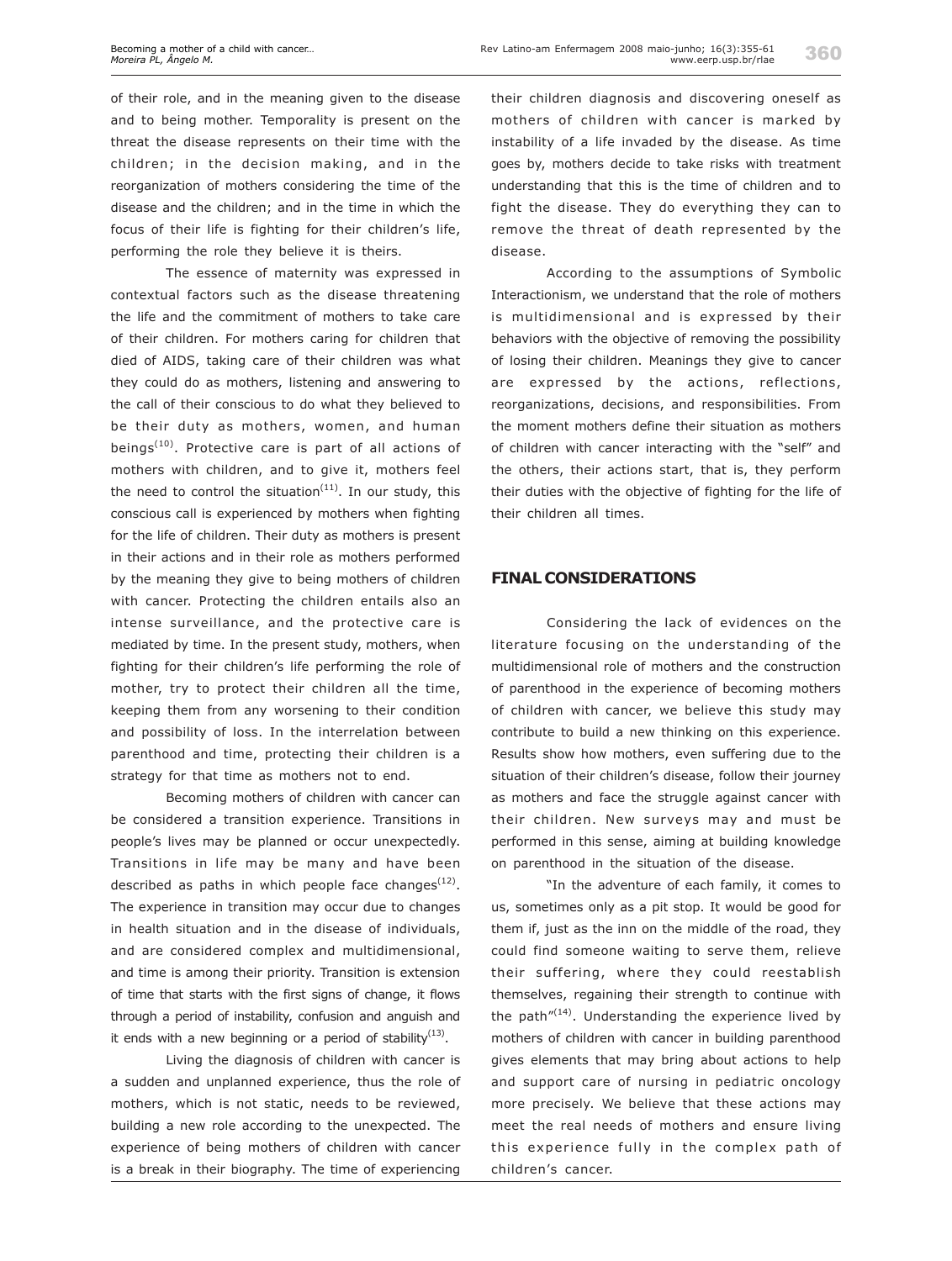of their role, and in the meaning given to the disease and to being mother. Temporality is present on the threat the disease represents on their time with the children; in the decision making, and in the reorganization of mothers considering the time of the disease and the children; and in the time in which the focus of their life is fighting for their children's life, performing the role they believe it is theirs.

The essence of maternity was expressed in contextual factors such as the disease threatening the life and the commitment of mothers to take care of their children. For mothers caring for children that died of AIDS, taking care of their children was what they could do as mothers, listening and answering to the call of their conscious to do what they believed to be their duty as mothers, women, and human beings[10]. Protective care is part of all actions of mothers with children, and to give it, mothers feel the need to control the situation[11]. In our study, this conscious call is experienced by mothers when fighting for the life of children. Their duty as mothers is present in their actions and in their role as mothers performed by the meaning they give to being mothers of children with cancer. Protecting the children entails also an intense surveillance, and the protective care is mediated by time. In the present study, mothers, when fighting for their children's life performing the role of mother, try to protect their children all the time, keeping them from any worsening to their condition and possibility of loss. In the interrelation between parenthood and time, protecting their children is a strategy for that time as mothers not to end.

Becoming mothers of children with cancer can be considered a transition experience. Transitions in people's lives may be planned or occur unexpectedly. Transitions in life may be many and have been described as paths in which people face changes[12]. The experience in transition may occur due to changes in health situation and in the disease of individuals, and are considered complex and multidimensional, and time is among their priority. Transition is extension of time that starts with the first signs of change, it flows through a period of instability, confusion and anguish and it ends with a new beginning or a period of stability[13].

Living the diagnosis of children with cancer is a sudden and unplanned experience, thus the role of mothers, which is not static, needs to be reviewed, building a new role according to the unexpected. The experience of being mothers of children with cancer is a break in their biography. The time of experiencing their children diagnosis and discovering oneself as mothers of children with cancer is marked by instability of a life invaded by the disease. As time goes by, mothers decide to take risks with treatment understanding that this is the time of children and to fight the disease. They do everything they can to remove the threat of death represented by the disease.

According to the assumptions of Symbolic Interactionism, we understand that the role of mothers is multidimensional and is expressed by their behaviors with the objective of removing the possibility of losing their children. Meanings they give to cancer are expressed by the actions, reflections, reorganizations, decisions, and responsibilities. From the moment mothers define their situation as mothers of children with cancer interacting with the "self" and the others, their actions start, that is, they perform their duties with the objective of fighting for the life of their children all times.

## FINAL CONSIDERATIONS

Considering the lack of evidences on the literature focusing on the understanding of the multidimensional role of mothers and the construction of parenthood in the experience of becoming mothers of children with cancer, we believe this study may contribute to build a new thinking on this experience. Results show how mothers, even suffering due to the situation of their children's disease, follow their journey as mothers and face the struggle against cancer with their children. New surveys may and must be performed in this sense, aiming at building knowledge on parenthood in the situation of the disease.

"In the adventure of each family, it comes to us, sometimes only as a pit stop. It would be good for them if, just as the inn on the middle of the road, they could find someone waiting to serve them, relieve their suffering, where they could reestablish themselves, regaining their strength to continue with the path"[14]. Understanding the experience lived by mothers of children with cancer in building parenthood gives elements that may bring about actions to help and support care of nursing in pediatric oncology more precisely. We believe that these actions may meet the real needs of mothers and ensure living this experience fully in the complex path of children's cancer.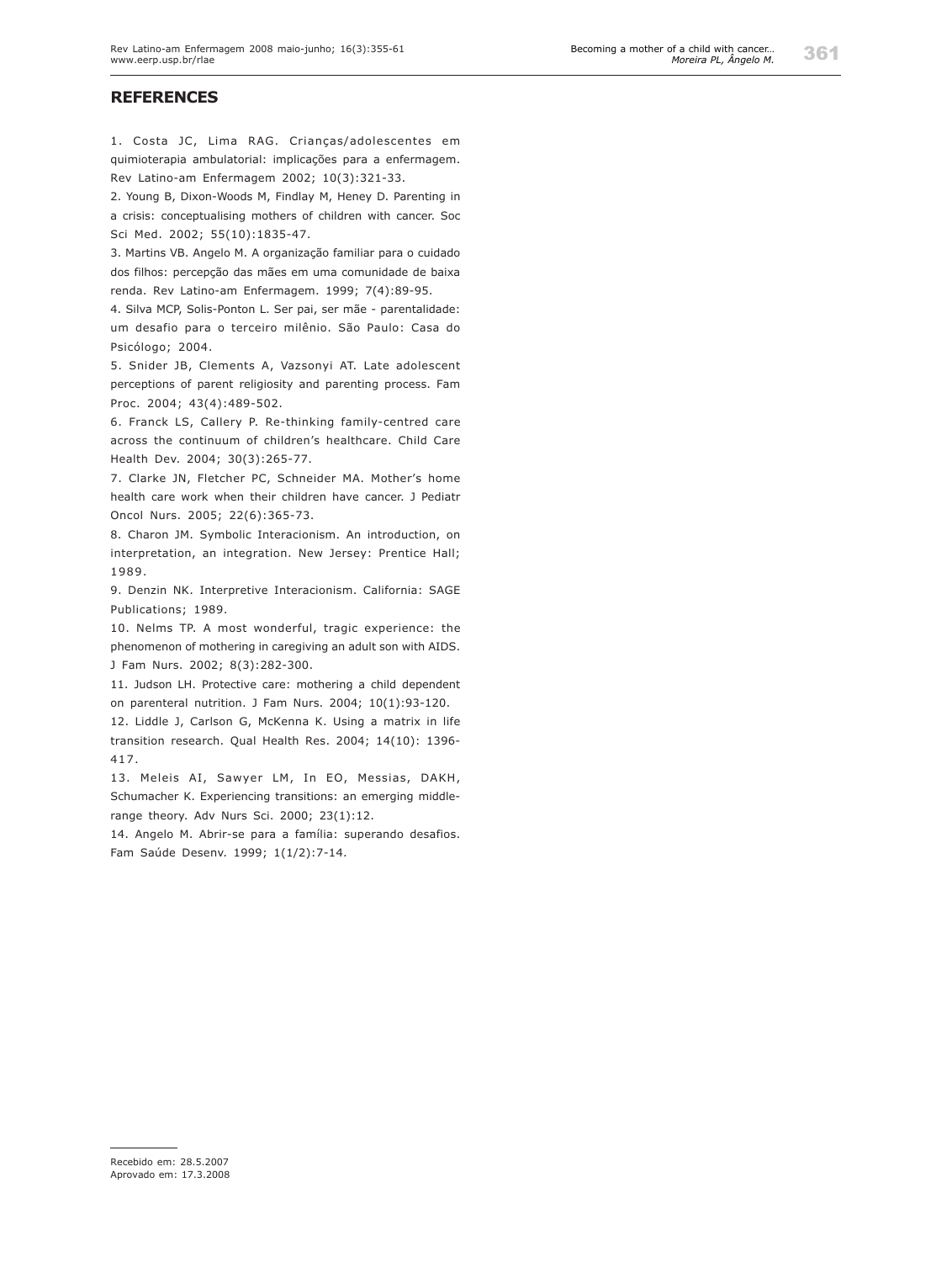## REFERENCES

1. Costa JC, Lima RAG. Crianças/adolescentes em quimioterapia ambulatorial: implicações para a enfermagem. Rev Latino-am Enfermagem 2002; 10(3):321-33.
2. Young B, Dixon-Woods M, Findlay M, Heney D. Parenting in a crisis: conceptualising mothers of children with cancer. Soc Sci Med. 2002; 55(10):1835-47.
3. Martins VB. Angelo M. A organização familiar para o cuidado dos filhos: percepção das mães em uma comunidade de baixa renda. Rev Latino-am Enfermagem. 1999; 7(4):89-95.
4. Silva MCP, Solis-Ponton L. Ser pai, ser mãe - parentalidade: um desafio para o terceiro milênio. São Paulo: Casa do Psicólogo; 2004.
5. Snider JB, Clements A, Vazsonyi AT. Late adolescent perceptions of parent religiosity and parenting process. Fam Proc. 2004; 43(4):489-502.
6. Franck LS, Callery P. Re-thinking family-centred care across the continuum of children's healthcare. Child Care Health Dev. 2004; 30(3):265-77.
7. Clarke JN, Fletcher PC, Schneider MA. Mother's home health care work when their children have cancer. J Pediatr Oncol Nurs. 2005; 22(6):365-73.
8. Charon JM. Symbolic Interacionism. An introduction, on interpretation, an integration. New Jersey: Prentice Hall; 1989.
9. Denzin NK. Interpretive Interacionism. California: SAGE Publications; 1989.
10. Nelms TP. A most wonderful, tragic experience: the phenomenon of mothering in caregiving an adult son with AIDS. J Fam Nurs. 2002; 8(3):282-300.
11. Judson LH. Protective care: mothering a child dependent on parenteral nutrition. J Fam Nurs. 2004; 10(1):93-120.
12. Liddle J, Carlson G, McKenna K. Using a matrix in life transition research. Qual Health Res. 2004; 14(10): 1396-417.
13. Meleis AI, Sawyer LM, In EO, Messias, DAKH, Schumacher K. Experiencing transitions: an emerging middle-range theory. Adv Nurs Sci. 2000; 23(1):12.
14. Angelo M. Abrir-se para a família: superando desafios. Fam Saúde Desenv. 1999; 1(1/2):7-14.

Recebido em: 28.5.2007
Aprovado em: 17.3.2008